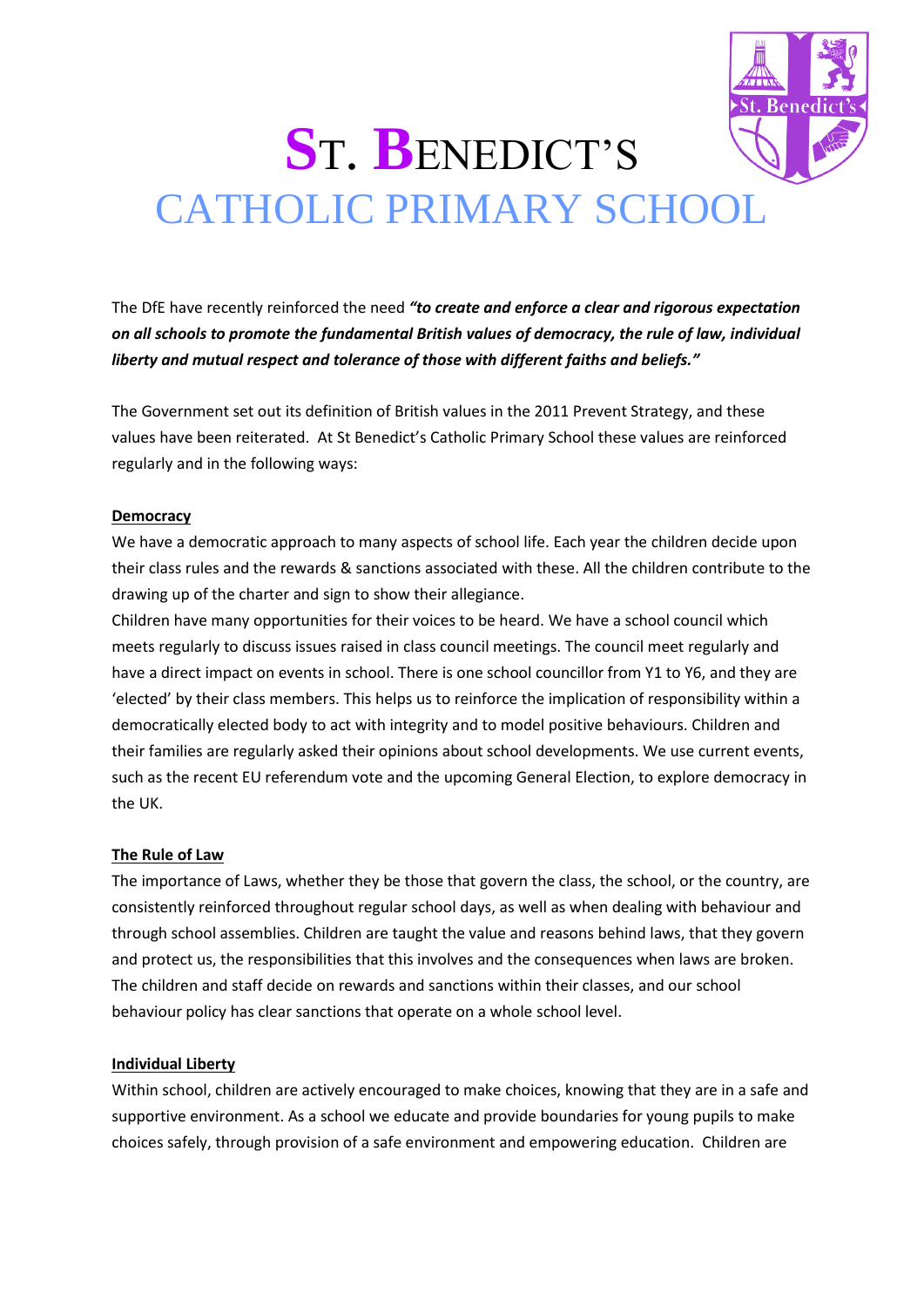# ST. BENEDICT'S
## CATHOLIC PRIMARY SCHOOL

The DfE have recently reinforced the need ***"to create and enforce a clear and rigorous expectation on all schools to promote the fundamental British values of democracy, the rule of law, individual liberty and mutual respect and tolerance of those with different faiths and beliefs."***

The Government set out its definition of British values in the 2011 Prevent Strategy, and these values have been reiterated. At St Benedict's Catholic Primary School these values are reinforced regularly and in the following ways:

### Democracy

We have a democratic approach to many aspects of school life. Each year the children decide upon their class rules and the rewards & sanctions associated with these. All the children contribute to the drawing up of the charter and sign to show their allegiance.

Children have many opportunities for their voices to be heard. We have a school council which meets regularly to discuss issues raised in class council meetings. The council meet regularly and have a direct impact on events in school. There is one school councillor from Y1 to Y6, and they are 'elected' by their class members. This helps us to reinforce the implication of responsibility within a democratically elected body to act with integrity and to model positive behaviours. Children and their families are regularly asked their opinions about school developments. We use current events, such as the recent EU referendum vote and the upcoming General Election, to explore democracy in the UK.

### The Rule of Law

The importance of Laws, whether they be those that govern the class, the school, or the country, are consistently reinforced throughout regular school days, as well as when dealing with behaviour and through school assemblies. Children are taught the value and reasons behind laws, that they govern and protect us, the responsibilities that this involves and the consequences when laws are broken. The children and staff decide on rewards and sanctions within their classes, and our school behaviour policy has clear sanctions that operate on a whole school level.

### Individual Liberty

Within school, children are actively encouraged to make choices, knowing that they are in a safe and supportive environment. As a school we educate and provide boundaries for young pupils to make choices safely, through provision of a safe environment and empowering education. Children are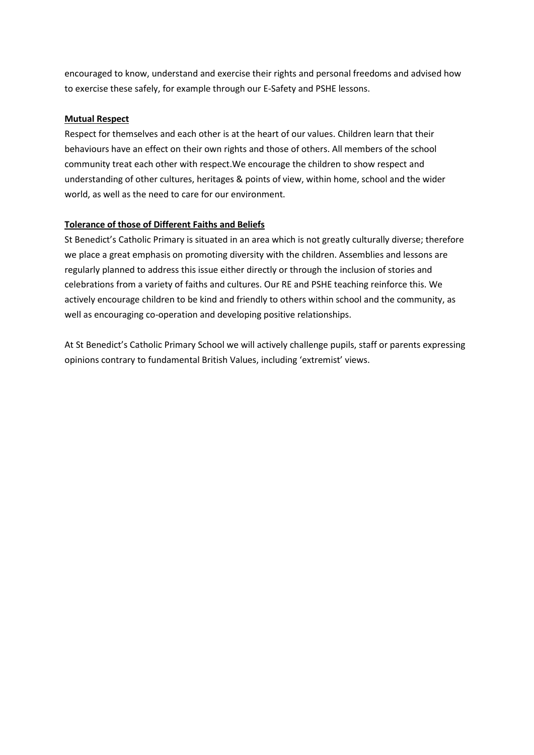encouraged to know, understand and exercise their rights and personal freedoms and advised how to exercise these safely, for example through our E-Safety and PSHE lessons.

**Mutual Respect**

Respect for themselves and each other is at the heart of our values. Children learn that their behaviours have an effect on their own rights and those of others. All members of the school community treat each other with respect.We encourage the children to show respect and understanding of other cultures, heritages & points of view, within home, school and the wider world, as well as the need to care for our environment.

**Tolerance of those of Different Faiths and Beliefs**

St Benedict's Catholic Primary is situated in an area which is not greatly culturally diverse; therefore we place a great emphasis on promoting diversity with the children. Assemblies and lessons are regularly planned to address this issue either directly or through the inclusion of stories and celebrations from a variety of faiths and cultures. Our RE and PSHE teaching reinforce this. We actively encourage children to be kind and friendly to others within school and the community, as well as encouraging co-operation and developing positive relationships.

At St Benedict's Catholic Primary School we will actively challenge pupils, staff or parents expressing opinions contrary to fundamental British Values, including 'extremist' views.